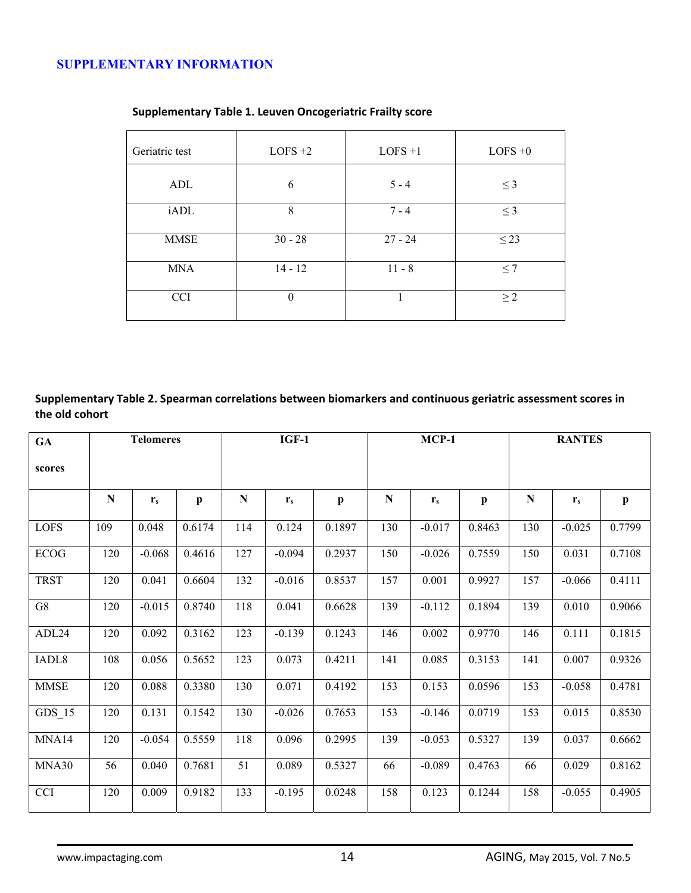## SUPPLEMENTARY INFORMATION

**Supplementary Table 1. Leuven Oncogeriatric Frailty score**

| Geriatric test | LOFS +2 | LOFS +1 | LOFS +0 |
|---|---|---|---|
| ADL | 6 | 5 - 4 | ≤ 3 |
| iADL | 8 | 7 - 4 | ≤ 3 |
| MMSE | 30 - 28 | 27 - 24 | ≤ 23 |
| MNA | 14 - 12 | 11 - 8 | ≤ 7 |
| CCI | 0 | 1 | ≥ 2 |

**Supplementary Table 2. Spearman correlations between biomarkers and continuous geriatric assessment scores in the old cohort**

| GA scores | Telomeres | | | IGF-1 | | | MCP-1 | | | RANTES | | |
|---|---|---|---|---|---|---|---|---|---|---|---|---|
| | N | $r_s$ | p | N | $r_s$ | p | N | $r_s$ | p | N | $r_s$ | p |
| LOFS | 109 | 0.048 | 0.6174 | 114 | 0.124 | 0.1897 | 130 | -0.017 | 0.8463 | 130 | -0.025 | 0.7799 |
| ECOG | 120 | -0.068 | 0.4616 | 127 | -0.094 | 0.2937 | 150 | -0.026 | 0.7559 | 150 | 0.031 | 0.7108 |
| TRST | 120 | 0.041 | 0.6604 | 132 | -0.016 | 0.8537 | 157 | 0.001 | 0.9927 | 157 | -0.066 | 0.4111 |
| G8 | 120 | -0.015 | 0.8740 | 118 | 0.041 | 0.6628 | 139 | -0.112 | 0.1894 | 139 | 0.010 | 0.9066 |
| ADL24 | 120 | 0.092 | 0.3162 | 123 | -0.139 | 0.1243 | 146 | 0.002 | 0.9770 | 146 | 0.111 | 0.1815 |
| IADL8 | 108 | 0.056 | 0.5652 | 123 | 0.073 | 0.4211 | 141 | 0.085 | 0.3153 | 141 | 0.007 | 0.9326 |
| MMSE | 120 | 0.088 | 0.3380 | 130 | 0.071 | 0.4192 | 153 | 0.153 | 0.0596 | 153 | -0.058 | 0.4781 |
| GDS_15 | 120 | 0.131 | 0.1542 | 130 | -0.026 | 0.7653 | 153 | -0.146 | 0.0719 | 153 | 0.015 | 0.8530 |
| MNA14 | 120 | -0.054 | 0.5559 | 118 | 0.096 | 0.2995 | 139 | -0.053 | 0.5327 | 139 | 0.037 | 0.6662 |
| MNA30 | 56 | 0.040 | 0.7681 | 51 | 0.089 | 0.5327 | 66 | -0.089 | 0.4763 | 66 | 0.029 | 0.8162 |
| CCI | 120 | 0.009 | 0.9182 | 133 | -0.195 | 0.0248 | 158 | 0.123 | 0.1244 | 158 | -0.055 | 0.4905 |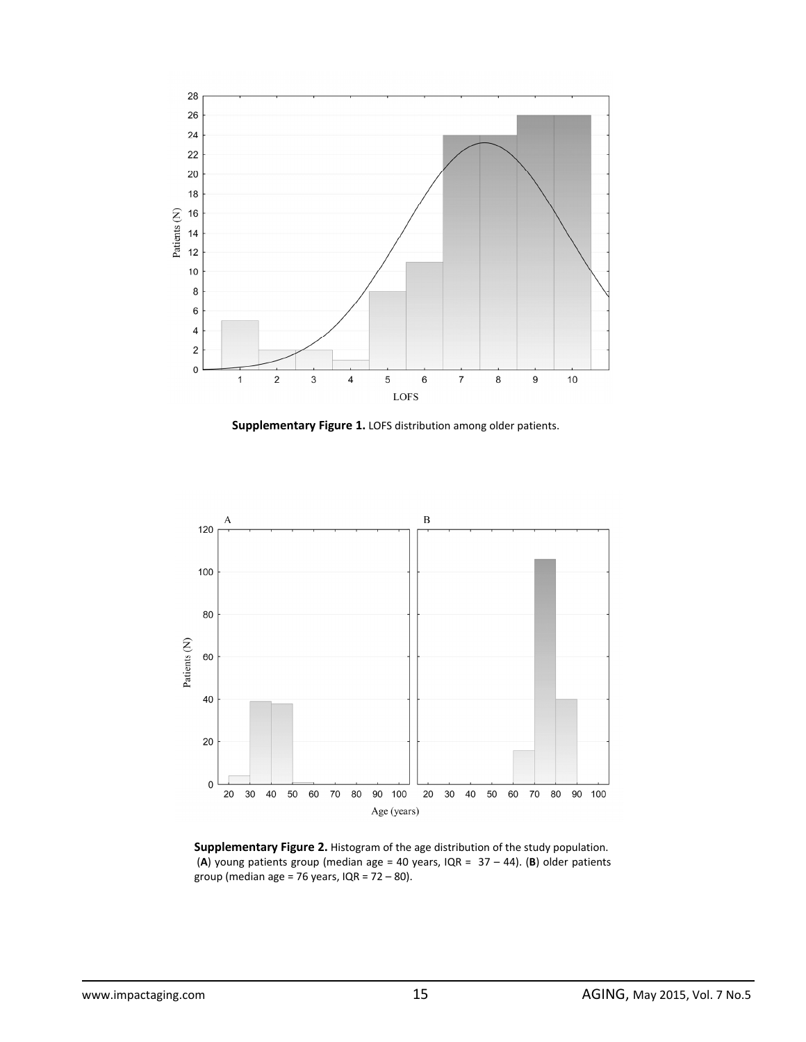28
26
24
22
20
18
16
14
12
10
8
6
4
2
0

Patients (N)

1 2 3 4 5 6 7 8 9 10

LOFS

**Supplementary Figure 1.** LOFS distribution among older patients.

A

B

120
100
80
60
40
20
0

Patients (N)

20 30 40 50 60 70 80 90 100

20 30 40 50 60 70 80 90 100

Age (years)

**Supplementary Figure 2.** Histogram of the age distribution of the study population. (**A**) young patients group (median age = 40 years, IQR = 37 – 44). (**B**) older patients group (median age = 76 years, IQR = 72 – 80).